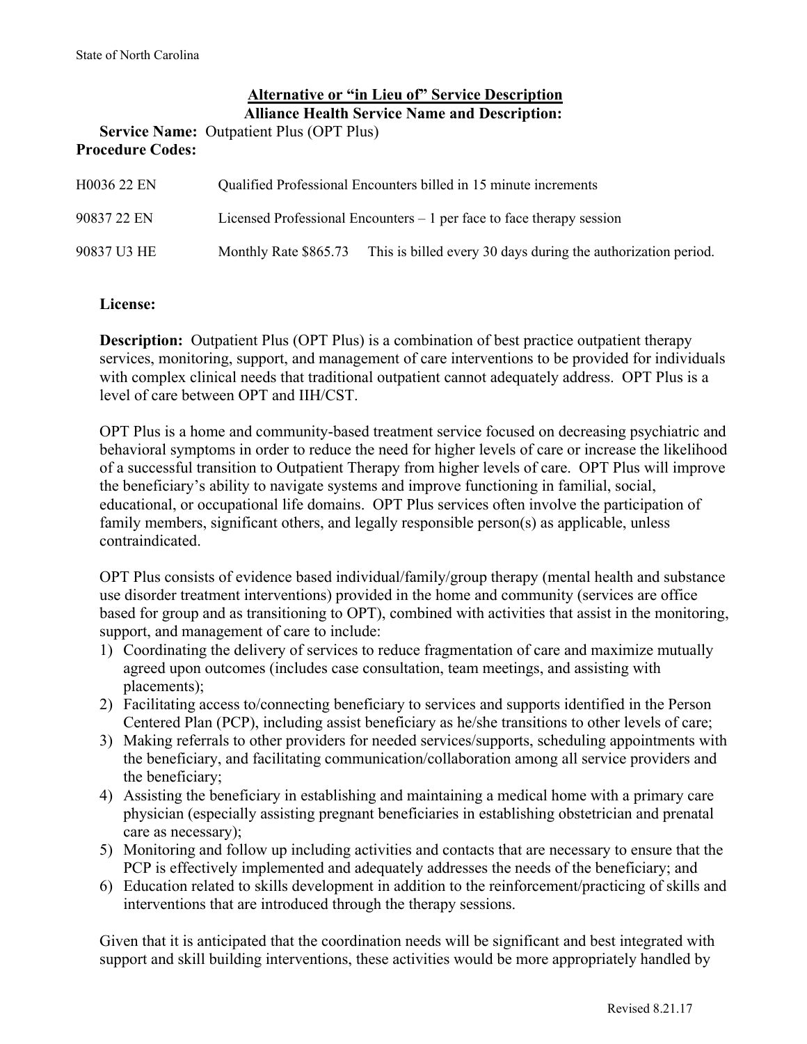State of North Carolina

## Alternative or "in Lieu of" Service Description

### Alliance Health Service Name and Description:

**Service Name:** Outpatient Plus (OPT Plus)

**Procedure Codes:**

| | |
|---|---|
| H0036 22 EN | Qualified Professional Encounters billed in 15 minute increments |
| 90837 22 EN | Licensed Professional Encounters – 1 per face to face therapy session |
| 90837 U3 HE | Monthly Rate $865.73 This is billed every 30 days during the authorization period. |

**License:**

**Description:** Outpatient Plus (OPT Plus) is a combination of best practice outpatient therapy services, monitoring, support, and management of care interventions to be provided for individuals with complex clinical needs that traditional outpatient cannot adequately address. OPT Plus is a level of care between OPT and IIH/CST.

OPT Plus is a home and community-based treatment service focused on decreasing psychiatric and behavioral symptoms in order to reduce the need for higher levels of care or increase the likelihood of a successful transition to Outpatient Therapy from higher levels of care. OPT Plus will improve the beneficiary's ability to navigate systems and improve functioning in familial, social, educational, or occupational life domains. OPT Plus services often involve the participation of family members, significant others, and legally responsible person(s) as applicable, unless contraindicated.

OPT Plus consists of evidence based individual/family/group therapy (mental health and substance use disorder treatment interventions) provided in the home and community (services are office based for group and as transitioning to OPT), combined with activities that assist in the monitoring, support, and management of care to include:

1) Coordinating the delivery of services to reduce fragmentation of care and maximize mutually agreed upon outcomes (includes case consultation, team meetings, and assisting with placements);
2) Facilitating access to/connecting beneficiary to services and supports identified in the Person Centered Plan (PCP), including assist beneficiary as he/she transitions to other levels of care;
3) Making referrals to other providers for needed services/supports, scheduling appointments with the beneficiary, and facilitating communication/collaboration among all service providers and the beneficiary;
4) Assisting the beneficiary in establishing and maintaining a medical home with a primary care physician (especially assisting pregnant beneficiaries in establishing obstetrician and prenatal care as necessary);
5) Monitoring and follow up including activities and contacts that are necessary to ensure that the PCP is effectively implemented and adequately addresses the needs of the beneficiary; and
6) Education related to skills development in addition to the reinforcement/practicing of skills and interventions that are introduced through the therapy sessions.

Given that it is anticipated that the coordination needs will be significant and best integrated with support and skill building interventions, these activities would be more appropriately handled by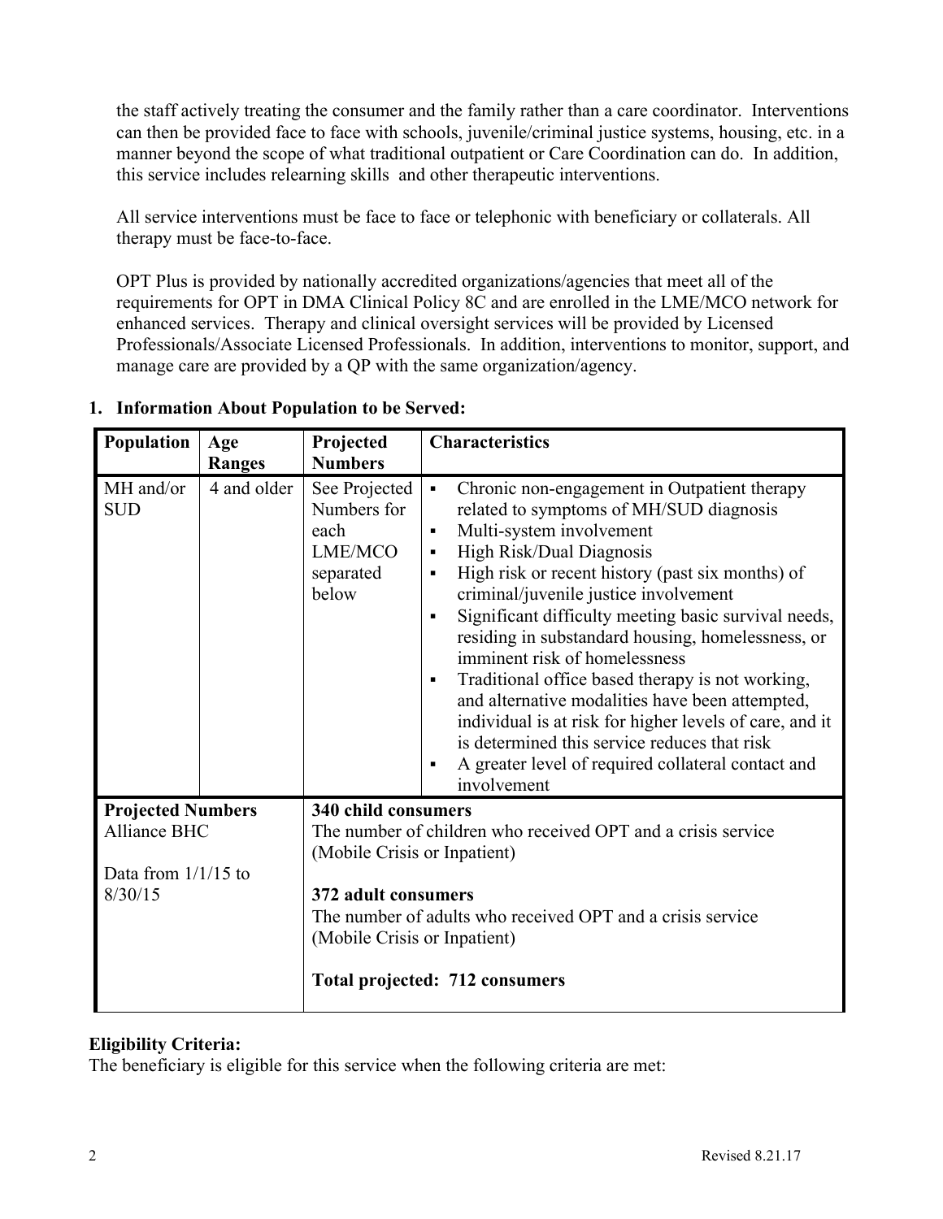the staff actively treating the consumer and the family rather than a care coordinator. Interventions can then be provided face to face with schools, juvenile/criminal justice systems, housing, etc. in a manner beyond the scope of what traditional outpatient or Care Coordination can do. In addition, this service includes relearning skills and other therapeutic interventions.

All service interventions must be face to face or telephonic with beneficiary or collaterals. All therapy must be face-to-face.

OPT Plus is provided by nationally accredited organizations/agencies that meet all of the requirements for OPT in DMA Clinical Policy 8C and are enrolled in the LME/MCO network for enhanced services. Therapy and clinical oversight services will be provided by Licensed Professionals/Associate Licensed Professionals. In addition, interventions to monitor, support, and manage care are provided by a QP with the same organization/agency.

## 1. Information About Population to be Served:

| Population | Age Ranges | Projected Numbers | Characteristics |
|---|---|---|---|
| MH and/or SUD | 4 and older | See Projected Numbers for each LME/MCO separated below | ▪ Chronic non-engagement in Outpatient therapy related to symptoms of MH/SUD diagnosis<br>▪ Multi-system involvement<br>▪ High Risk/Dual Diagnosis<br>▪ High risk or recent history (past six months) of criminal/juvenile justice involvement<br>▪ Significant difficulty meeting basic survival needs, residing in substandard housing, homelessness, or imminent risk of homelessness<br>▪ Traditional office based therapy is not working, and alternative modalities have been attempted, individual is at risk for higher levels of care, and it is determined this service reduces that risk<br>▪ A greater level of required collateral contact and involvement |
| **Projected Numbers**<br>Alliance BHC<br><br>Data from 1/1/15 to 8/30/15 | | **340 child consumers**<br>The number of children who received OPT and a crisis service (Mobile Crisis or Inpatient)<br><br>**372 adult consumers**<br>The number of adults who received OPT and a crisis service (Mobile Crisis or Inpatient)<br><br>**Total projected: 712 consumers** | |

**Eligibility Criteria:**
The beneficiary is eligible for this service when the following criteria are met: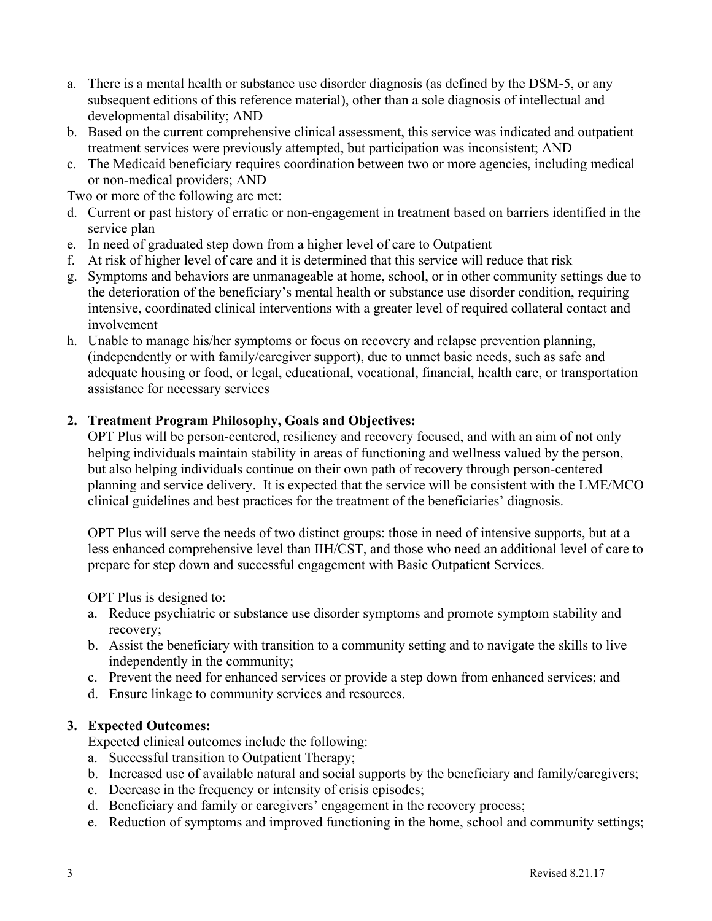a. There is a mental health or substance use disorder diagnosis (as defined by the DSM-5, or any subsequent editions of this reference material), other than a sole diagnosis of intellectual and developmental disability; AND
b. Based on the current comprehensive clinical assessment, this service was indicated and outpatient treatment services were previously attempted, but participation was inconsistent; AND
c. The Medicaid beneficiary requires coordination between two or more agencies, including medical or non-medical providers; AND

Two or more of the following are met:

d. Current or past history of erratic or non-engagement in treatment based on barriers identified in the service plan
e. In need of graduated step down from a higher level of care to Outpatient
f. At risk of higher level of care and it is determined that this service will reduce that risk
g. Symptoms and behaviors are unmanageable at home, school, or in other community settings due to the deterioration of the beneficiary's mental health or substance use disorder condition, requiring intensive, coordinated clinical interventions with a greater level of required collateral contact and involvement
h. Unable to manage his/her symptoms or focus on recovery and relapse prevention planning, (independently or with family/caregiver support), due to unmet basic needs, such as safe and adequate housing or food, or legal, educational, vocational, financial, health care, or transportation assistance for necessary services

**2. Treatment Program Philosophy, Goals and Objectives:**

OPT Plus will be person-centered, resiliency and recovery focused, and with an aim of not only helping individuals maintain stability in areas of functioning and wellness valued by the person, but also helping individuals continue on their own path of recovery through person-centered planning and service delivery. It is expected that the service will be consistent with the LME/MCO clinical guidelines and best practices for the treatment of the beneficiaries' diagnosis.

OPT Plus will serve the needs of two distinct groups: those in need of intensive supports, but at a less enhanced comprehensive level than IIH/CST, and those who need an additional level of care to prepare for step down and successful engagement with Basic Outpatient Services.

OPT Plus is designed to:

a. Reduce psychiatric or substance use disorder symptoms and promote symptom stability and recovery;
b. Assist the beneficiary with transition to a community setting and to navigate the skills to live independently in the community;
c. Prevent the need for enhanced services or provide a step down from enhanced services; and
d. Ensure linkage to community services and resources.

**3. Expected Outcomes:**

Expected clinical outcomes include the following:

a. Successful transition to Outpatient Therapy;
b. Increased use of available natural and social supports by the beneficiary and family/caregivers;
c. Decrease in the frequency or intensity of crisis episodes;
d. Beneficiary and family or caregivers' engagement in the recovery process;
e. Reduction of symptoms and improved functioning in the home, school and community settings;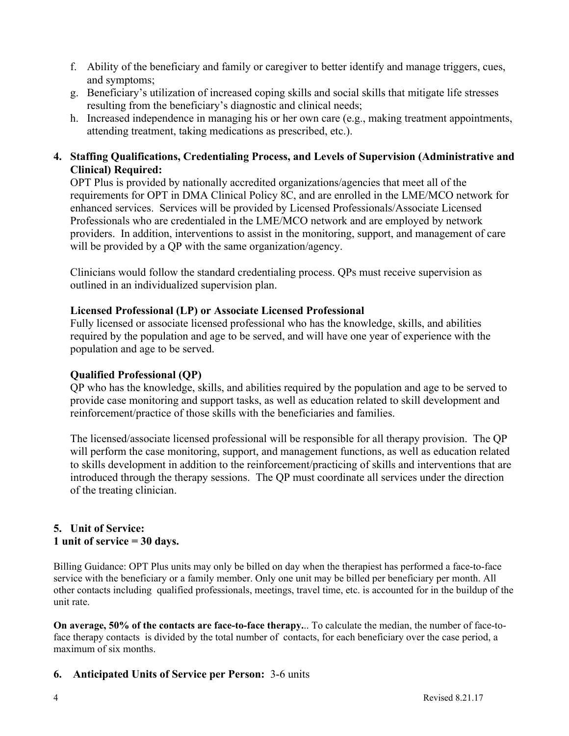f. Ability of the beneficiary and family or caregiver to better identify and manage triggers, cues, and symptoms;
g. Beneficiary's utilization of increased coping skills and social skills that mitigate life stresses resulting from the beneficiary's diagnostic and clinical needs;
h. Increased independence in managing his or her own care (e.g., making treatment appointments, attending treatment, taking medications as prescribed, etc.).

**4. Staffing Qualifications, Credentialing Process, and Levels of Supervision (Administrative and Clinical) Required:**

OPT Plus is provided by nationally accredited organizations/agencies that meet all of the requirements for OPT in DMA Clinical Policy 8C, and are enrolled in the LME/MCO network for enhanced services. Services will be provided by Licensed Professionals/Associate Licensed Professionals who are credentialed in the LME/MCO network and are employed by network providers. In addition, interventions to assist in the monitoring, support, and management of care will be provided by a QP with the same organization/agency.

Clinicians would follow the standard credentialing process. QPs must receive supervision as outlined in an individualized supervision plan.

**Licensed Professional (LP) or Associate Licensed Professional**

Fully licensed or associate licensed professional who has the knowledge, skills, and abilities required by the population and age to be served, and will have one year of experience with the population and age to be served.

**Qualified Professional (QP)**

QP who has the knowledge, skills, and abilities required by the population and age to be served to provide case monitoring and support tasks, as well as education related to skill development and reinforcement/practice of those skills with the beneficiaries and families.

The licensed/associate licensed professional will be responsible for all therapy provision. The QP will perform the case monitoring, support, and management functions, as well as education related to skills development in addition to the reinforcement/practicing of skills and interventions that are introduced through the therapy sessions. The QP must coordinate all services under the direction of the treating clinician.

**5. Unit of Service:**
**1 unit of service = 30 days.**

Billing Guidance: OPT Plus units may only be billed on day when the therapiest has performed a face-to-face service with the beneficiary or a family member. Only one unit may be billed per beneficiary per month. All other contacts including qualified professionals, meetings, travel time, etc. is accounted for in the buildup of the unit rate.

**On average, 50% of the contacts are face-to-face therapy.**.. To calculate the median, the number of face-to-face therapy contacts is divided by the total number of contacts, for each beneficiary over the case period, a maximum of six months.

**6. Anticipated Units of Service per Person:** 3-6 units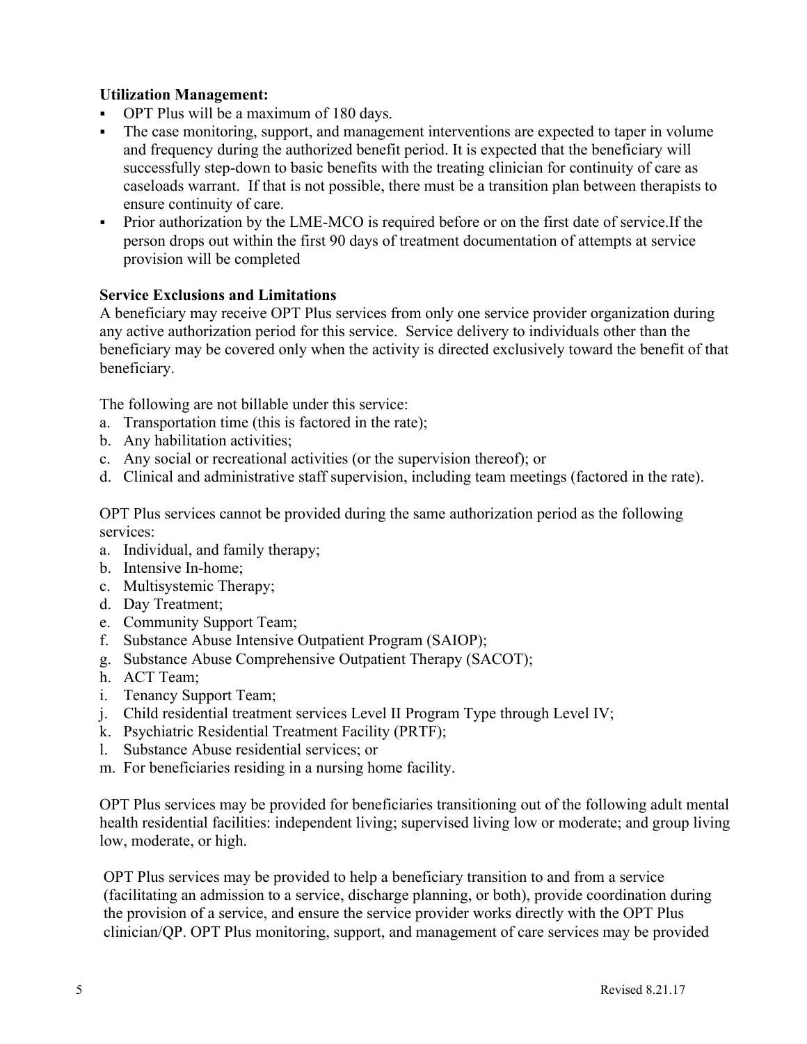**Utilization Management:**

- OPT Plus will be a maximum of 180 days.
- The case monitoring, support, and management interventions are expected to taper in volume and frequency during the authorized benefit period. It is expected that the beneficiary will successfully step-down to basic benefits with the treating clinician for continuity of care as caseloads warrant. If that is not possible, there must be a transition plan between therapists to ensure continuity of care.
- Prior authorization by the LME-MCO is required before or on the first date of service.If the person drops out within the first 90 days of treatment documentation of attempts at service provision will be completed

**Service Exclusions and Limitations**

A beneficiary may receive OPT Plus services from only one service provider organization during any active authorization period for this service. Service delivery to individuals other than the beneficiary may be covered only when the activity is directed exclusively toward the benefit of that beneficiary.

The following are not billable under this service:

a. Transportation time (this is factored in the rate);
b. Any habilitation activities;
c. Any social or recreational activities (or the supervision thereof); or
d. Clinical and administrative staff supervision, including team meetings (factored in the rate).

OPT Plus services cannot be provided during the same authorization period as the following services:

a. Individual, and family therapy;
b. Intensive In-home;
c. Multisystemic Therapy;
d. Day Treatment;
e. Community Support Team;
f. Substance Abuse Intensive Outpatient Program (SAIOP);
g. Substance Abuse Comprehensive Outpatient Therapy (SACOT);
h. ACT Team;
i. Tenancy Support Team;
j. Child residential treatment services Level II Program Type through Level IV;
k. Psychiatric Residential Treatment Facility (PRTF);
l. Substance Abuse residential services; or
m. For beneficiaries residing in a nursing home facility.

OPT Plus services may be provided for beneficiaries transitioning out of the following adult mental health residential facilities: independent living; supervised living low or moderate; and group living low, moderate, or high.

OPT Plus services may be provided to help a beneficiary transition to and from a service (facilitating an admission to a service, discharge planning, or both), provide coordination during the provision of a service, and ensure the service provider works directly with the OPT Plus clinician/QP. OPT Plus monitoring, support, and management of care services may be provided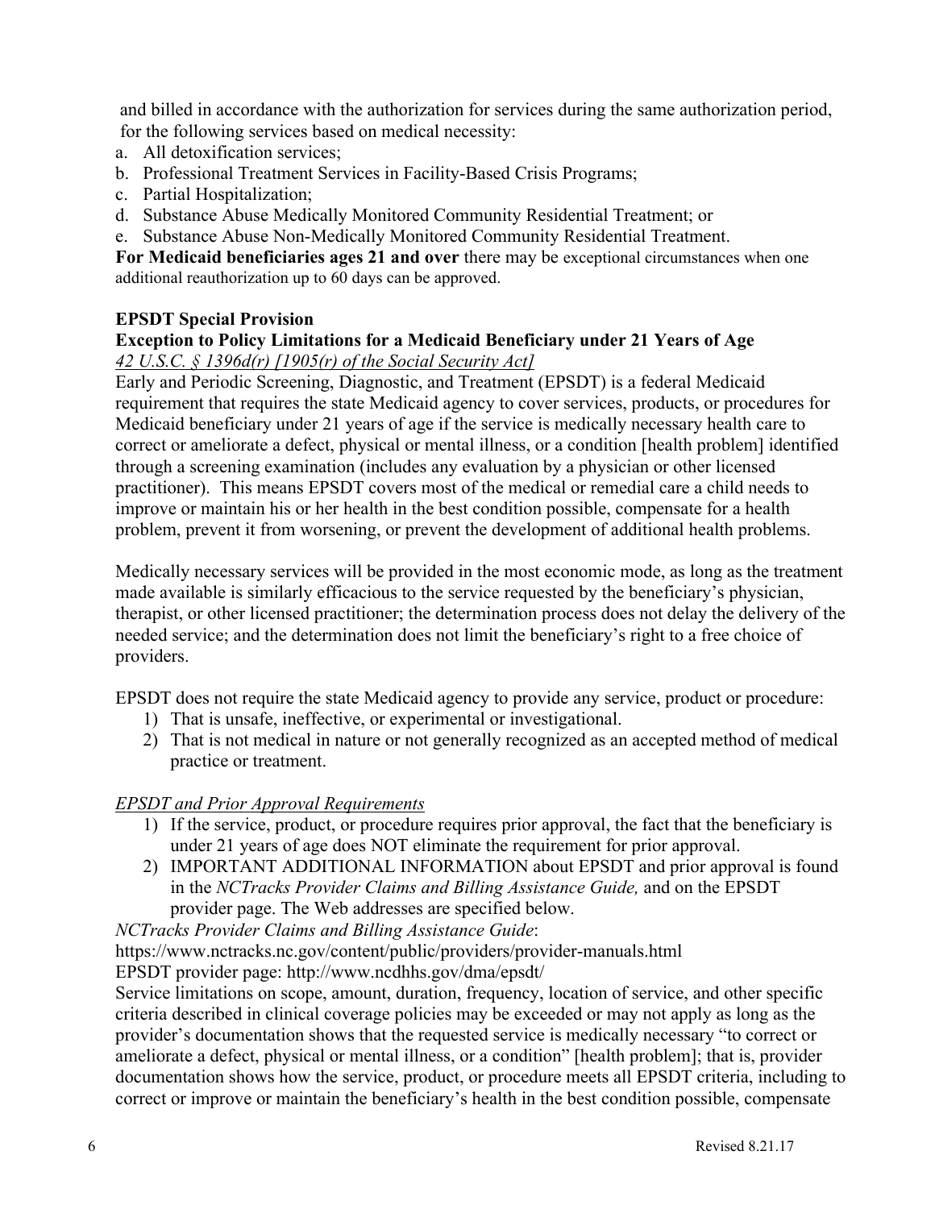and billed in accordance with the authorization for services during the same authorization period, for the following services based on medical necessity:

a. All detoxification services;
b. Professional Treatment Services in Facility-Based Crisis Programs;
c. Partial Hospitalization;
d. Substance Abuse Medically Monitored Community Residential Treatment; or
e. Substance Abuse Non-Medically Monitored Community Residential Treatment.

**For Medicaid beneficiaries ages 21 and over** there may be exceptional circumstances when one additional reauthorization up to 60 days can be approved.

**EPSDT Special Provision**

**Exception to Policy Limitations for a Medicaid Beneficiary under 21 Years of Age**

*42 U.S.C. § 1396d(r) [1905(r) of the Social Security Act]*

Early and Periodic Screening, Diagnostic, and Treatment (EPSDT) is a federal Medicaid requirement that requires the state Medicaid agency to cover services, products, or procedures for Medicaid beneficiary under 21 years of age if the service is medically necessary health care to correct or ameliorate a defect, physical or mental illness, or a condition [health problem] identified through a screening examination (includes any evaluation by a physician or other licensed practitioner). This means EPSDT covers most of the medical or remedial care a child needs to improve or maintain his or her health in the best condition possible, compensate for a health problem, prevent it from worsening, or prevent the development of additional health problems.

Medically necessary services will be provided in the most economic mode, as long as the treatment made available is similarly efficacious to the service requested by the beneficiary's physician, therapist, or other licensed practitioner; the determination process does not delay the delivery of the needed service; and the determination does not limit the beneficiary's right to a free choice of providers.

EPSDT does not require the state Medicaid agency to provide any service, product or procedure:

1) That is unsafe, ineffective, or experimental or investigational.
2) That is not medical in nature or not generally recognized as an accepted method of medical practice or treatment.

*EPSDT and Prior Approval Requirements*

1) If the service, product, or procedure requires prior approval, the fact that the beneficiary is under 21 years of age does NOT eliminate the requirement for prior approval.
2) IMPORTANT ADDITIONAL INFORMATION about EPSDT and prior approval is found in the *NCTracks Provider Claims and Billing Assistance Guide,* and on the EPSDT provider page. The Web addresses are specified below.

*NCTracks Provider Claims and Billing Assistance Guide*:
https://www.nctracks.nc.gov/content/public/providers/provider-manuals.html
EPSDT provider page: http://www.ncdhhs.gov/dma/epsdt/

Service limitations on scope, amount, duration, frequency, location of service, and other specific criteria described in clinical coverage policies may be exceeded or may not apply as long as the provider's documentation shows that the requested service is medically necessary "to correct or ameliorate a defect, physical or mental illness, or a condition" [health problem]; that is, provider documentation shows how the service, product, or procedure meets all EPSDT criteria, including to correct or improve or maintain the beneficiary's health in the best condition possible, compensate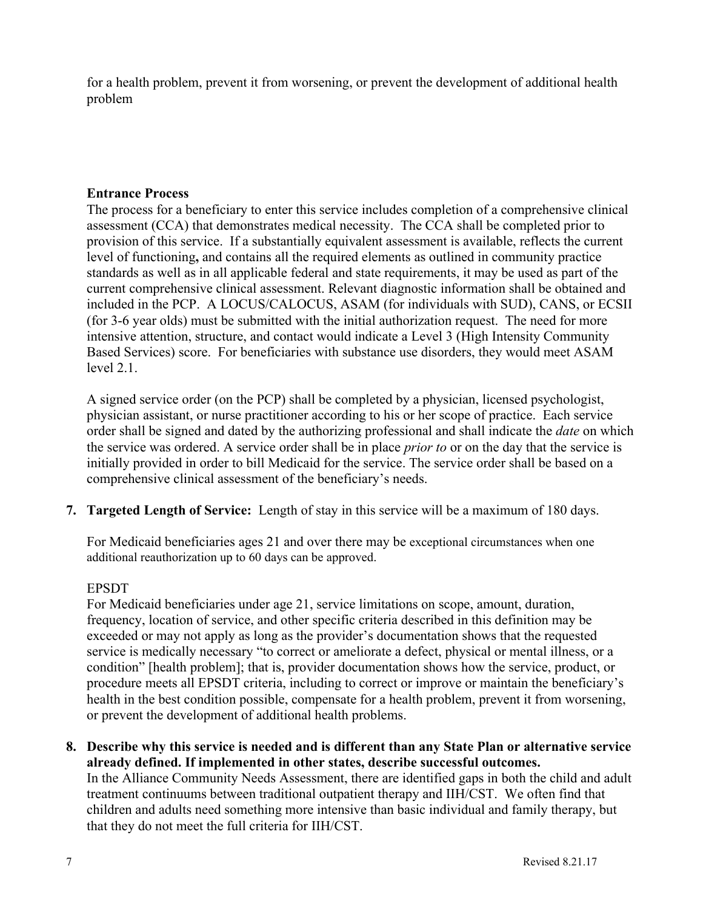for a health problem, prevent it from worsening, or prevent the development of additional health problem

**Entrance Process**

The process for a beneficiary to enter this service includes completion of a comprehensive clinical assessment (CCA) that demonstrates medical necessity. The CCA shall be completed prior to provision of this service. If a substantially equivalent assessment is available, reflects the current level of functioning**,** and contains all the required elements as outlined in community practice standards as well as in all applicable federal and state requirements, it may be used as part of the current comprehensive clinical assessment. Relevant diagnostic information shall be obtained and included in the PCP. A LOCUS/CALOCUS, ASAM (for individuals with SUD), CANS, or ECSII (for 3-6 year olds) must be submitted with the initial authorization request. The need for more intensive attention, structure, and contact would indicate a Level 3 (High Intensity Community Based Services) score. For beneficiaries with substance use disorders, they would meet ASAM level 2.1.

A signed service order (on the PCP) shall be completed by a physician, licensed psychologist, physician assistant, or nurse practitioner according to his or her scope of practice. Each service order shall be signed and dated by the authorizing professional and shall indicate the *date* on which the service was ordered. A service order shall be in place *prior to* or on the day that the service is initially provided in order to bill Medicaid for the service. The service order shall be based on a comprehensive clinical assessment of the beneficiary's needs.

7. **Targeted Length of Service:** Length of stay in this service will be a maximum of 180 days.

   For Medicaid beneficiaries ages 21 and over there may be exceptional circumstances when one additional reauthorization up to 60 days can be approved.

   EPSDT

   For Medicaid beneficiaries under age 21, service limitations on scope, amount, duration, frequency, location of service, and other specific criteria described in this definition may be exceeded or may not apply as long as the provider's documentation shows that the requested service is medically necessary "to correct or ameliorate a defect, physical or mental illness, or a condition" [health problem]; that is, provider documentation shows how the service, product, or procedure meets all EPSDT criteria, including to correct or improve or maintain the beneficiary's health in the best condition possible, compensate for a health problem, prevent it from worsening, or prevent the development of additional health problems.

8. **Describe why this service is needed and is different than any State Plan or alternative service already defined. If implemented in other states, describe successful outcomes.**

   In the Alliance Community Needs Assessment, there are identified gaps in both the child and adult treatment continuums between traditional outpatient therapy and IIH/CST. We often find that children and adults need something more intensive than basic individual and family therapy, but that they do not meet the full criteria for IIH/CST.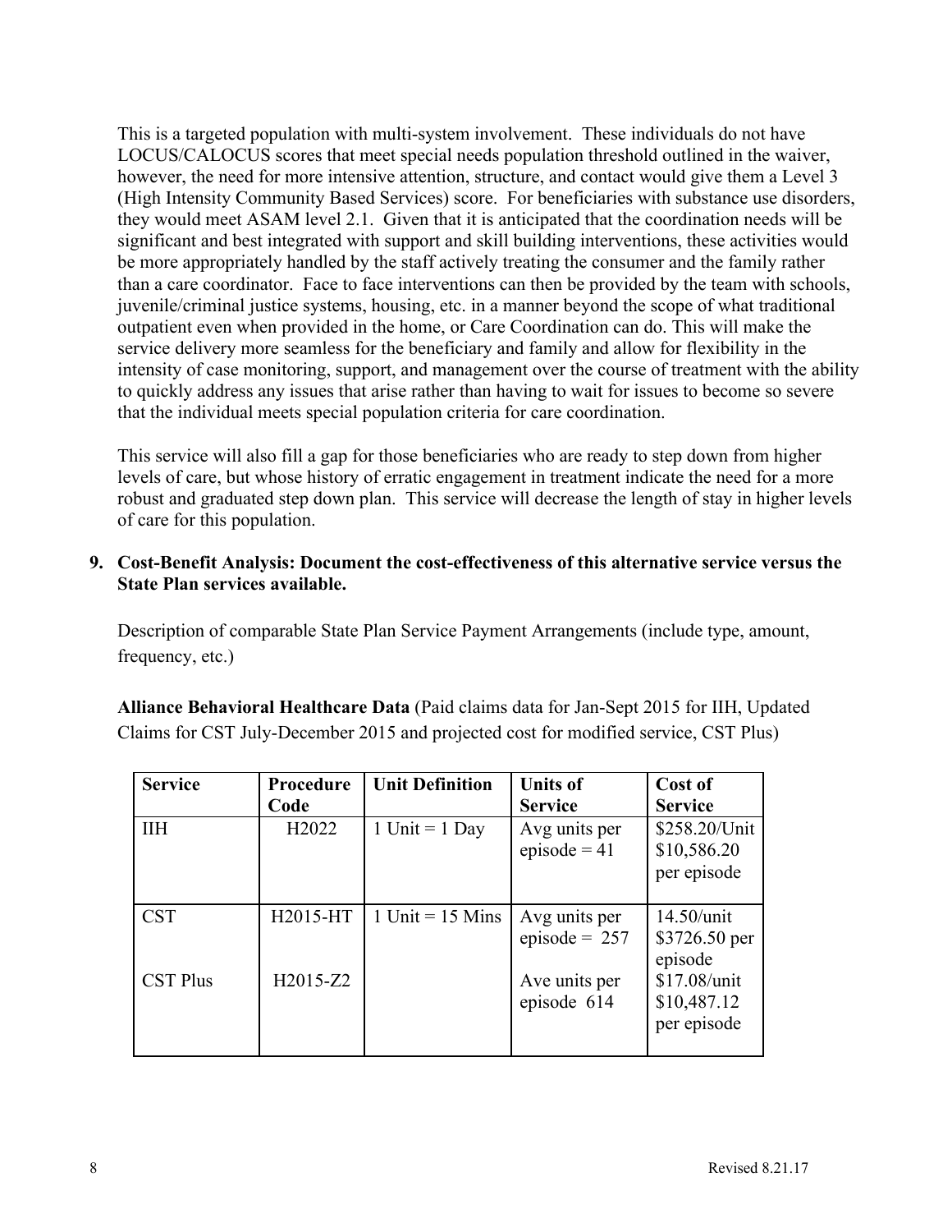This is a targeted population with multi-system involvement. These individuals do not have LOCUS/CALOCUS scores that meet special needs population threshold outlined in the waiver, however, the need for more intensive attention, structure, and contact would give them a Level 3 (High Intensity Community Based Services) score. For beneficiaries with substance use disorders, they would meet ASAM level 2.1. Given that it is anticipated that the coordination needs will be significant and best integrated with support and skill building interventions, these activities would be more appropriately handled by the staff actively treating the consumer and the family rather than a care coordinator. Face to face interventions can then be provided by the team with schools, juvenile/criminal justice systems, housing, etc. in a manner beyond the scope of what traditional outpatient even when provided in the home, or Care Coordination can do. This will make the service delivery more seamless for the beneficiary and family and allow for flexibility in the intensity of case monitoring, support, and management over the course of treatment with the ability to quickly address any issues that arise rather than having to wait for issues to become so severe that the individual meets special population criteria for care coordination.

This service will also fill a gap for those beneficiaries who are ready to step down from higher levels of care, but whose history of erratic engagement in treatment indicate the need for a more robust and graduated step down plan. This service will decrease the length of stay in higher levels of care for this population.

**9. Cost-Benefit Analysis: Document the cost-effectiveness of this alternative service versus the State Plan services available.**

Description of comparable State Plan Service Payment Arrangements (include type, amount, frequency, etc.)

**Alliance Behavioral Healthcare Data** (Paid claims data for Jan-Sept 2015 for IIH, Updated Claims for CST July-December 2015 and projected cost for modified service, CST Plus)

| Service | Procedure Code | Unit Definition | Units of Service | Cost of Service |
|---|---|---|---|---|
| IIH | H2022 | 1 Unit = 1 Day | Avg units per episode = 41 | $258.20/Unit<br>$10,586.20 per episode |
| CST | H2015-HT | 1 Unit = 15 Mins | Avg units per episode = 257 | 14.50/unit<br>$3726.50 per episode |
| CST Plus | H2015-Z2 | | Ave units per episode 614 | $17.08/unit<br>$10,487.12 per episode |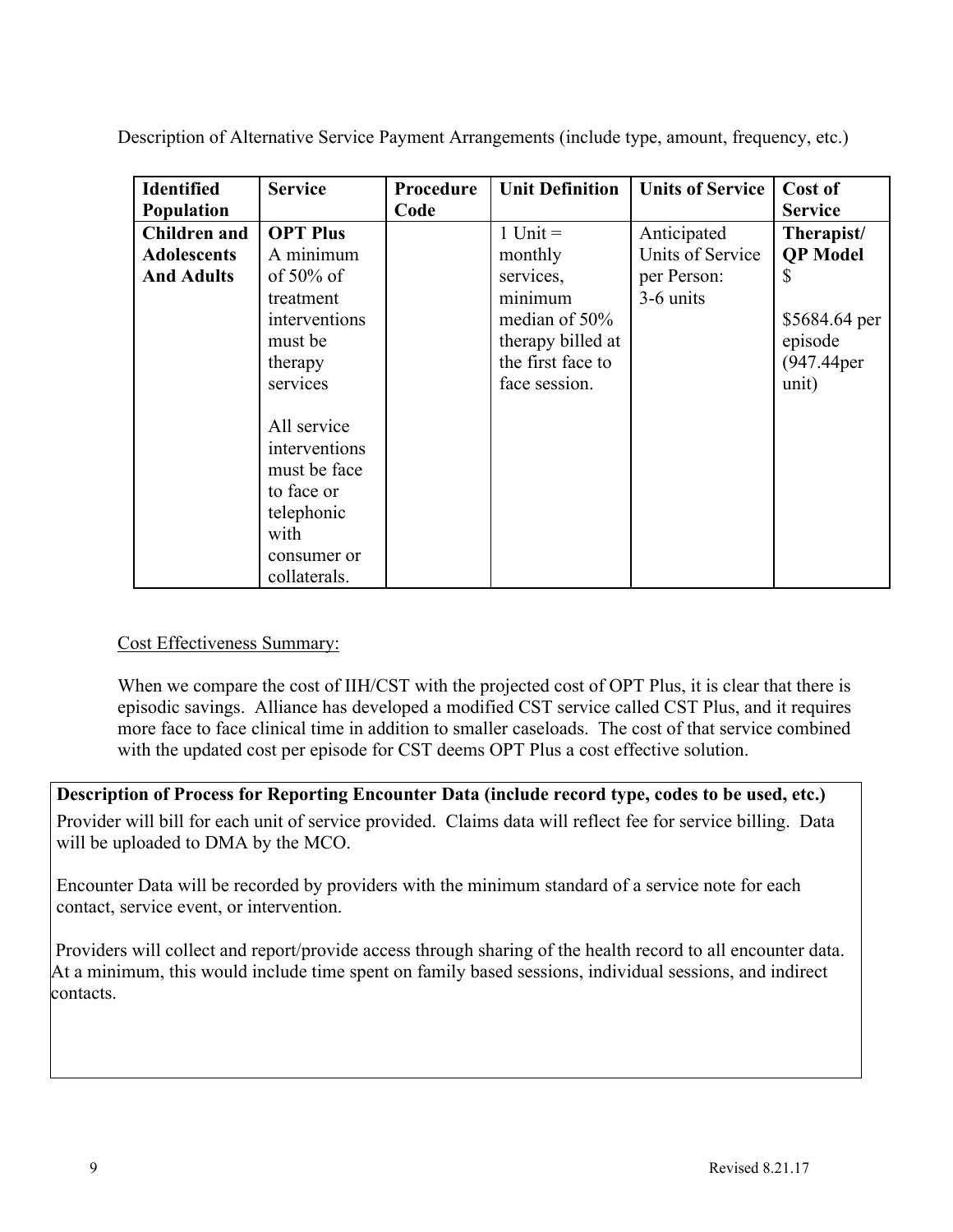Description of Alternative Service Payment Arrangements (include type, amount, frequency, etc.)

| Identified Population | Service | Procedure Code | Unit Definition | Units of Service | Cost of Service |
|---|---|---|---|---|---|
| **Children and Adolescents And Adults** | **OPT Plus** A minimum of 50% of treatment interventions must be therapy services<br><br>All service interventions must be face to face or telephonic with consumer or collaterals. | | 1 Unit = monthly services, minimum median of 50% therapy billed at the first face to face session. | Anticipated Units of Service per Person: 3-6 units | **Therapist/ QP Model** $<br><br>$5684.64 per episode (947.44per unit) |

<u>Cost Effectiveness Summary:</u>

When we compare the cost of IIH/CST with the projected cost of OPT Plus, it is clear that there is episodic savings. Alliance has developed a modified CST service called CST Plus, and it requires more face to face clinical time in addition to smaller caseloads. The cost of that service combined with the updated cost per episode for CST deems OPT Plus a cost effective solution.

**Description of Process for Reporting Encounter Data (include record type, codes to be used, etc.)**

Provider will bill for each unit of service provided. Claims data will reflect fee for service billing. Data will be uploaded to DMA by the MCO.

Encounter Data will be recorded by providers with the minimum standard of a service note for each contact, service event, or intervention.

Providers will collect and report/provide access through sharing of the health record to all encounter data. At a minimum, this would include time spent on family based sessions, individual sessions, and indirect contacts.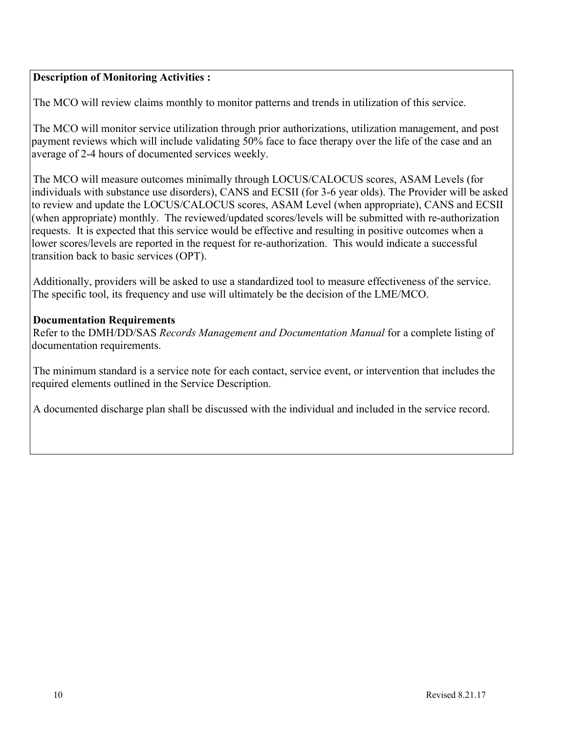**Description of Monitoring Activities :**

The MCO will review claims monthly to monitor patterns and trends in utilization of this service.

The MCO will monitor service utilization through prior authorizations, utilization management, and post payment reviews which will include validating 50% face to face therapy over the life of the case and an average of 2-4 hours of documented services weekly.

The MCO will measure outcomes minimally through LOCUS/CALOCUS scores, ASAM Levels (for individuals with substance use disorders), CANS and ECSII (for 3-6 year olds). The Provider will be asked to review and update the LOCUS/CALOCUS scores, ASAM Level (when appropriate), CANS and ECSII (when appropriate) monthly. The reviewed/updated scores/levels will be submitted with re-authorization requests. It is expected that this service would be effective and resulting in positive outcomes when a lower scores/levels are reported in the request for re-authorization. This would indicate a successful transition back to basic services (OPT).

Additionally, providers will be asked to use a standardized tool to measure effectiveness of the service. The specific tool, its frequency and use will ultimately be the decision of the LME/MCO.

**Documentation Requirements**

Refer to the DMH/DD/SAS *Records Management and Documentation Manual* for a complete listing of documentation requirements.

The minimum standard is a service note for each contact, service event, or intervention that includes the required elements outlined in the Service Description.

A documented discharge plan shall be discussed with the individual and included in the service record.